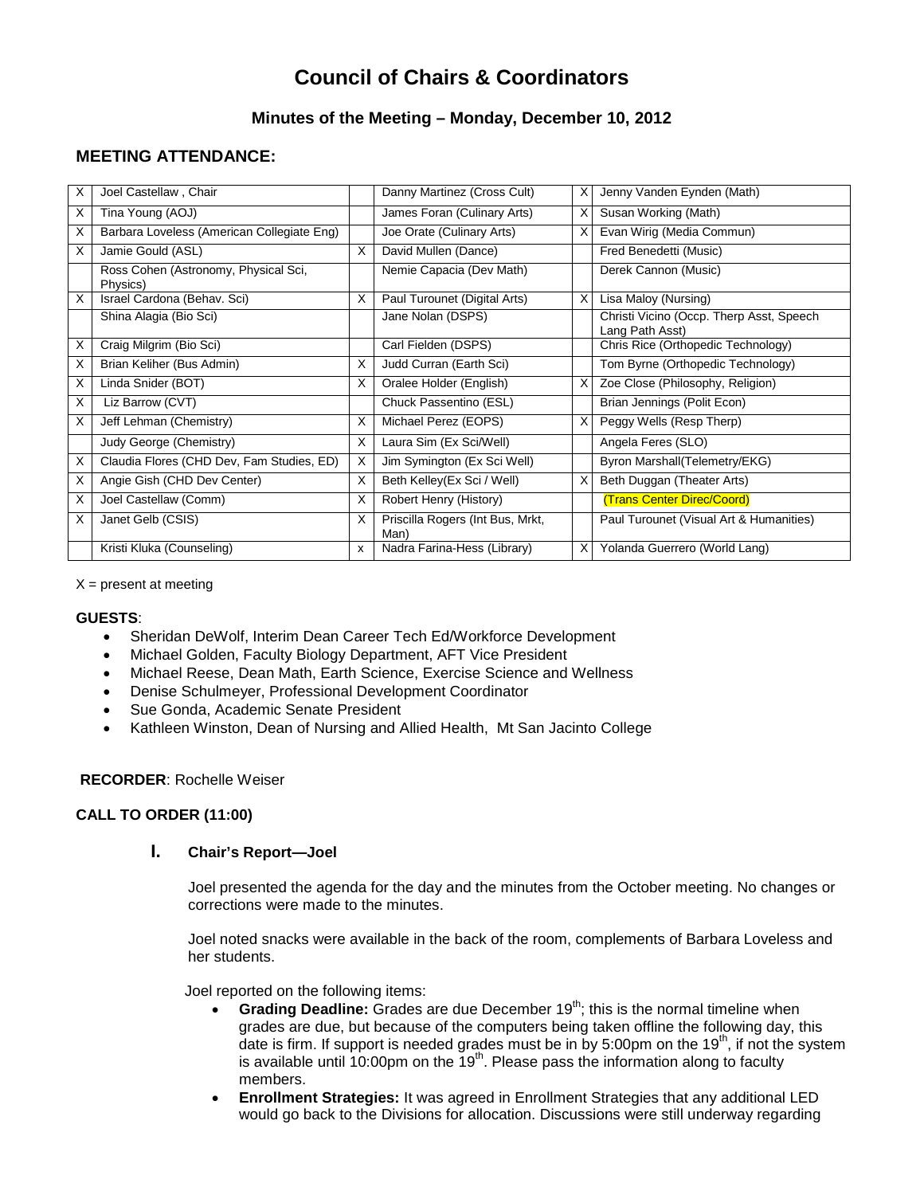# Council of Chairs & Coordinators

## Minutes of the Meeting – Monday, December 10, 2012

## MEETING ATTENDANCE:

| | | | | | |
|---|---|---|---|---|---|
| X | Joel Castellaw , Chair | | Danny Martinez (Cross Cult) | X | Jenny Vanden Eynden (Math) |
| X | Tina Young (AOJ) | | James Foran (Culinary Arts) | X | Susan Working (Math) |
| X | Barbara Loveless (American Collegiate Eng) | | Joe Orate (Culinary Arts) | X | Evan Wirig (Media Commun) |
| X | Jamie Gould (ASL) | X | David Mullen (Dance) | | Fred Benedetti (Music) |
| | Ross Cohen (Astronomy, Physical Sci, Physics) | | Nemie Capacia (Dev Math) | | Derek Cannon (Music) |
| X | Israel Cardona (Behav. Sci) | X | Paul Turounet (Digital Arts) | X | Lisa Maloy (Nursing) |
| | Shina Alagia (Bio Sci) | | Jane Nolan (DSPS) | | Christi Vicino (Occp. Therp Asst, Speech Lang Path Asst) |
| X | Craig Milgrim (Bio Sci) | | Carl Fielden (DSPS) | | Chris Rice (Orthopedic Technology) |
| X | Brian Keliher (Bus Admin) | X | Judd Curran (Earth Sci) | | Tom Byrne (Orthopedic Technology) |
| X | Linda Snider (BOT) | X | Oralee Holder (English) | X | Zoe Close (Philosophy, Religion) |
| X | Liz Barrow (CVT) | | Chuck Passentino (ESL) | | Brian Jennings (Polit Econ) |
| X | Jeff Lehman (Chemistry) | X | Michael Perez (EOPS) | X | Peggy Wells (Resp Therp) |
| | Judy George (Chemistry) | X | Laura Sim (Ex Sci/Well) | | Angela Feres (SLO) |
| X | Claudia Flores (CHD Dev, Fam Studies, ED) | X | Jim Symington (Ex Sci Well) | | Byron Marshall(Telemetry/EKG) |
| X | Angie Gish (CHD Dev Center) | X | Beth Kelley(Ex Sci / Well) | X | Beth Duggan (Theater Arts) |
| X | Joel Castellaw (Comm) | X | Robert Henry (History) | | (Trans Center Direc/Coord) |
| X | Janet Gelb (CSIS) | X | Priscilla Rogers (Int Bus, Mrkt, Man) | | Paul Turounet (Visual Art & Humanities) |
| | Kristi Kluka (Counseling) | x | Nadra Farina-Hess (Library) | X | Yolanda Guerrero (World Lang) |

X = present at meeting

**GUESTS**:

- Sheridan DeWolf, Interim Dean Career Tech Ed/Workforce Development
- Michael Golden, Faculty Biology Department, AFT Vice President
- Michael Reese, Dean Math, Earth Science, Exercise Science and Wellness
- Denise Schulmeyer, Professional Development Coordinator
- Sue Gonda, Academic Senate President
- Kathleen Winston, Dean of Nursing and Allied Health, Mt San Jacinto College

**RECORDER**: Rochelle Weiser

**CALL TO ORDER (11:00)**

### I. Chair's Report—Joel

Joel presented the agenda for the day and the minutes from the October meeting. No changes or corrections were made to the minutes.

Joel noted snacks were available in the back of the room, complements of Barbara Loveless and her students.

Joel reported on the following items:

- **Grading Deadline:** Grades are due December 19th; this is the normal timeline when grades are due, but because of the computers being taken offline the following day, this date is firm. If support is needed grades must be in by 5:00pm on the 19th, if not the system is available until 10:00pm on the 19th. Please pass the information along to faculty members.
- **Enrollment Strategies:** It was agreed in Enrollment Strategies that any additional LED would go back to the Divisions for allocation. Discussions were still underway regarding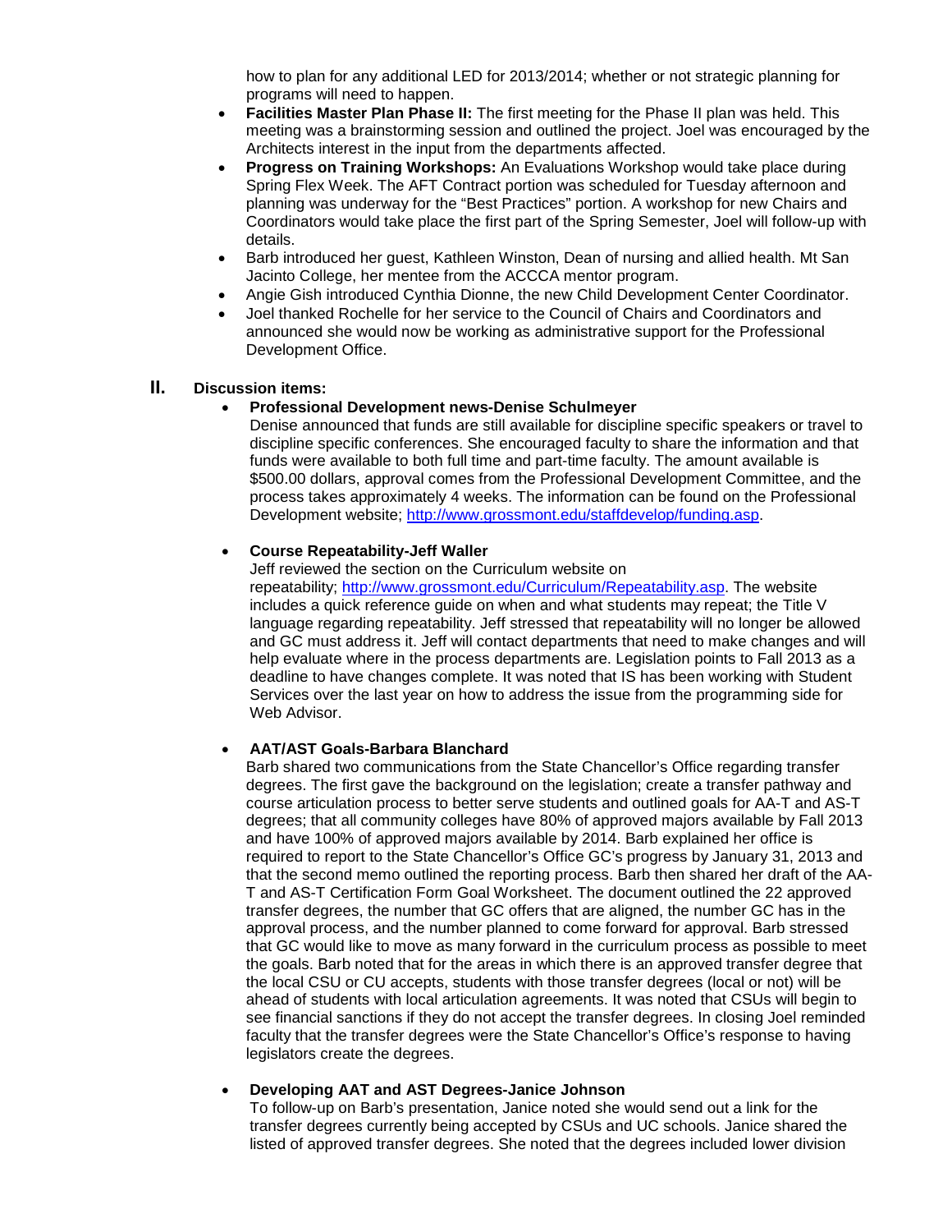how to plan for any additional LED for 2013/2014; whether or not strategic planning for programs will need to happen.

- **Facilities Master Plan Phase II:** The first meeting for the Phase II plan was held. This meeting was a brainstorming session and outlined the project. Joel was encouraged by the Architects interest in the input from the departments affected.
- **Progress on Training Workshops:** An Evaluations Workshop would take place during Spring Flex Week. The AFT Contract portion was scheduled for Tuesday afternoon and planning was underway for the "Best Practices" portion. A workshop for new Chairs and Coordinators would take place the first part of the Spring Semester, Joel will follow-up with details.
- Barb introduced her guest, Kathleen Winston, Dean of nursing and allied health. Mt San Jacinto College, her mentee from the ACCCA mentor program.
- Angie Gish introduced Cynthia Dionne, the new Child Development Center Coordinator.
- Joel thanked Rochelle for her service to the Council of Chairs and Coordinators and announced she would now be working as administrative support for the Professional Development Office.

## II. Discussion items:

- **Professional Development news-Denise Schulmeyer**
  Denise announced that funds are still available for discipline specific speakers or travel to discipline specific conferences. She encouraged faculty to share the information and that funds were available to both full time and part-time faculty. The amount available is $500.00 dollars, approval comes from the Professional Development Committee, and the process takes approximately 4 weeks. The information can be found on the Professional Development website; http://www.grossmont.edu/staffdevelop/funding.asp.

- **Course Repeatability-Jeff Waller**
  Jeff reviewed the section on the Curriculum website on repeatability; http://www.grossmont.edu/Curriculum/Repeatability.asp. The website includes a quick reference guide on when and what students may repeat; the Title V language regarding repeatability. Jeff stressed that repeatability will no longer be allowed and GC must address it. Jeff will contact departments that need to make changes and will help evaluate where in the process departments are. Legislation points to Fall 2013 as a deadline to have changes complete. It was noted that IS has been working with Student Services over the last year on how to address the issue from the programming side for Web Advisor.

- **AAT/AST Goals-Barbara Blanchard**
  Barb shared two communications from the State Chancellor's Office regarding transfer degrees. The first gave the background on the legislation; create a transfer pathway and course articulation process to better serve students and outlined goals for AA-T and AS-T degrees; that all community colleges have 80% of approved majors available by Fall 2013 and have 100% of approved majors available by 2014. Barb explained her office is required to report to the State Chancellor's Office GC's progress by January 31, 2013 and that the second memo outlined the reporting process. Barb then shared her draft of the AA-T and AS-T Certification Form Goal Worksheet. The document outlined the 22 approved transfer degrees, the number that GC offers that are aligned, the number GC has in the approval process, and the number planned to come forward for approval. Barb stressed that GC would like to move as many forward in the curriculum process as possible to meet the goals. Barb noted that for the areas in which there is an approved transfer degree that the local CSU or CU accepts, students with those transfer degrees (local or not) will be ahead of students with local articulation agreements. It was noted that CSUs will begin to see financial sanctions if they do not accept the transfer degrees. In closing Joel reminded faculty that the transfer degrees were the State Chancellor's Office's response to having legislators create the degrees.

- **Developing AAT and AST Degrees-Janice Johnson**
  To follow-up on Barb's presentation, Janice noted she would send out a link for the transfer degrees currently being accepted by CSUs and UC schools. Janice shared the listed of approved transfer degrees. She noted that the degrees included lower division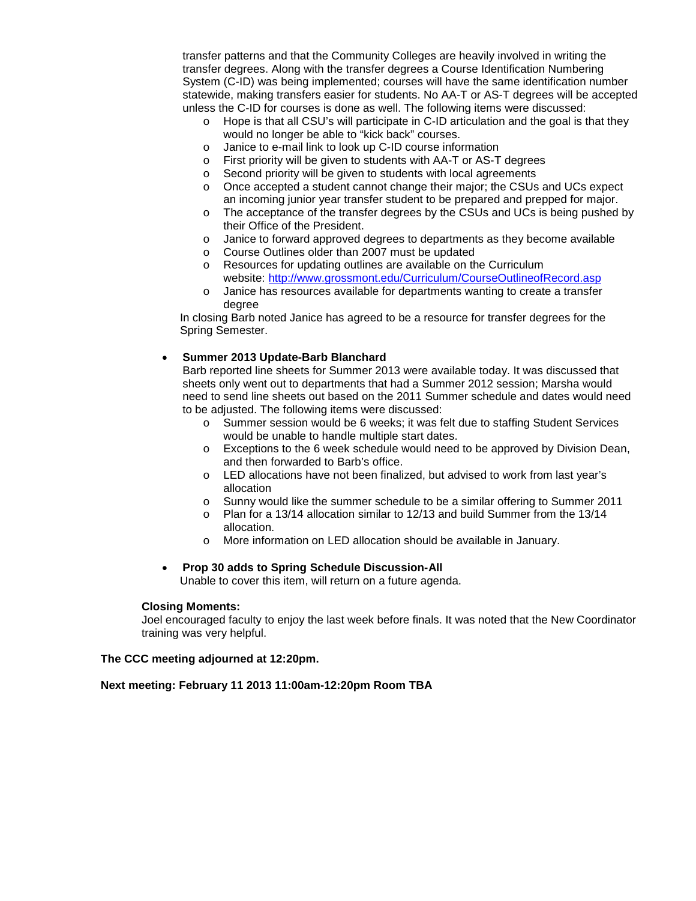transfer patterns and that the Community Colleges are heavily involved in writing the transfer degrees. Along with the transfer degrees a Course Identification Numbering System (C-ID) was being implemented; courses will have the same identification number statewide, making transfers easier for students. No AA-T or AS-T degrees will be accepted unless the C-ID for courses is done as well. The following items were discussed:

- Hope is that all CSU's will participate in C-ID articulation and the goal is that they would no longer be able to "kick back" courses.
- Janice to e-mail link to look up C-ID course information
- First priority will be given to students with AA-T or AS-T degrees
- Second priority will be given to students with local agreements
- Once accepted a student cannot change their major; the CSUs and UCs expect an incoming junior year transfer student to be prepared and prepped for major.
- The acceptance of the transfer degrees by the CSUs and UCs is being pushed by their Office of the President.
- Janice to forward approved degrees to departments as they become available
- Course Outlines older than 2007 must be updated
- Resources for updating outlines are available on the Curriculum website: http://www.grossmont.edu/Curriculum/CourseOutlineofRecord.asp
- Janice has resources available for departments wanting to create a transfer degree

In closing Barb noted Janice has agreed to be a resource for transfer degrees for the Spring Semester.

- **Summer 2013 Update-Barb Blanchard**
  Barb reported line sheets for Summer 2013 were available today. It was discussed that sheets only went out to departments that had a Summer 2012 session; Marsha would need to send line sheets out based on the 2011 Summer schedule and dates would need to be adjusted. The following items were discussed:
  - Summer session would be 6 weeks; it was felt due to staffing Student Services would be unable to handle multiple start dates.
  - Exceptions to the 6 week schedule would need to be approved by Division Dean, and then forwarded to Barb's office.
  - LED allocations have not been finalized, but advised to work from last year's allocation
  - Sunny would like the summer schedule to be a similar offering to Summer 2011
  - Plan for a 13/14 allocation similar to 12/13 and build Summer from the 13/14 allocation.
  - More information on LED allocation should be available in January.

- **Prop 30 adds to Spring Schedule Discussion-All**
  Unable to cover this item, will return on a future agenda.

**Closing Moments:**
Joel encouraged faculty to enjoy the last week before finals. It was noted that the New Coordinator training was very helpful.

**The CCC meeting adjourned at 12:20pm.**

**Next meeting: February 11 2013 11:00am-12:20pm Room TBA**